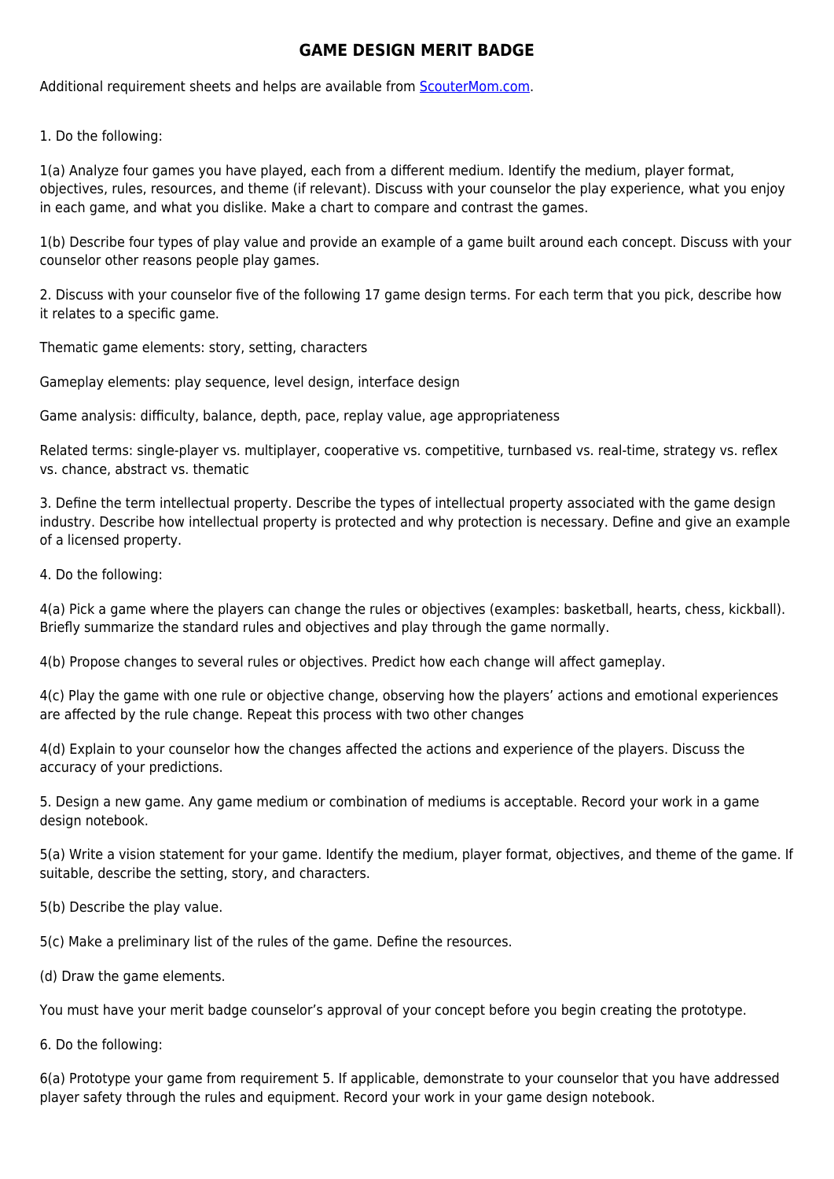# GAME DESIGN MERIT BADGE

Additional requirement sheets and helps are available from [ScouterMom.com](ScouterMom.com).

1. Do the following:

1(a) Analyze four games you have played, each from a different medium. Identify the medium, player format, objectives, rules, resources, and theme (if relevant). Discuss with your counselor the play experience, what you enjoy in each game, and what you dislike. Make a chart to compare and contrast the games.

1(b) Describe four types of play value and provide an example of a game built around each concept. Discuss with your counselor other reasons people play games.

2. Discuss with your counselor five of the following 17 game design terms. For each term that you pick, describe how it relates to a specific game.

Thematic game elements: story, setting, characters

Gameplay elements: play sequence, level design, interface design

Game analysis: difficulty, balance, depth, pace, replay value, age appropriateness

Related terms: single-player vs. multiplayer, cooperative vs. competitive, turnbased vs. real-time, strategy vs. reflex vs. chance, abstract vs. thematic

3. Define the term intellectual property. Describe the types of intellectual property associated with the game design industry. Describe how intellectual property is protected and why protection is necessary. Define and give an example of a licensed property.

4. Do the following:

4(a) Pick a game where the players can change the rules or objectives (examples: basketball, hearts, chess, kickball). Briefly summarize the standard rules and objectives and play through the game normally.

4(b) Propose changes to several rules or objectives. Predict how each change will affect gameplay.

4(c) Play the game with one rule or objective change, observing how the players' actions and emotional experiences are affected by the rule change. Repeat this process with two other changes

4(d) Explain to your counselor how the changes affected the actions and experience of the players. Discuss the accuracy of your predictions.

5. Design a new game. Any game medium or combination of mediums is acceptable. Record your work in a game design notebook.

5(a) Write a vision statement for your game. Identify the medium, player format, objectives, and theme of the game. If suitable, describe the setting, story, and characters.

5(b) Describe the play value.

5(c) Make a preliminary list of the rules of the game. Define the resources.

(d) Draw the game elements.

You must have your merit badge counselor's approval of your concept before you begin creating the prototype.

6. Do the following:

6(a) Prototype your game from requirement 5. If applicable, demonstrate to your counselor that you have addressed player safety through the rules and equipment. Record your work in your game design notebook.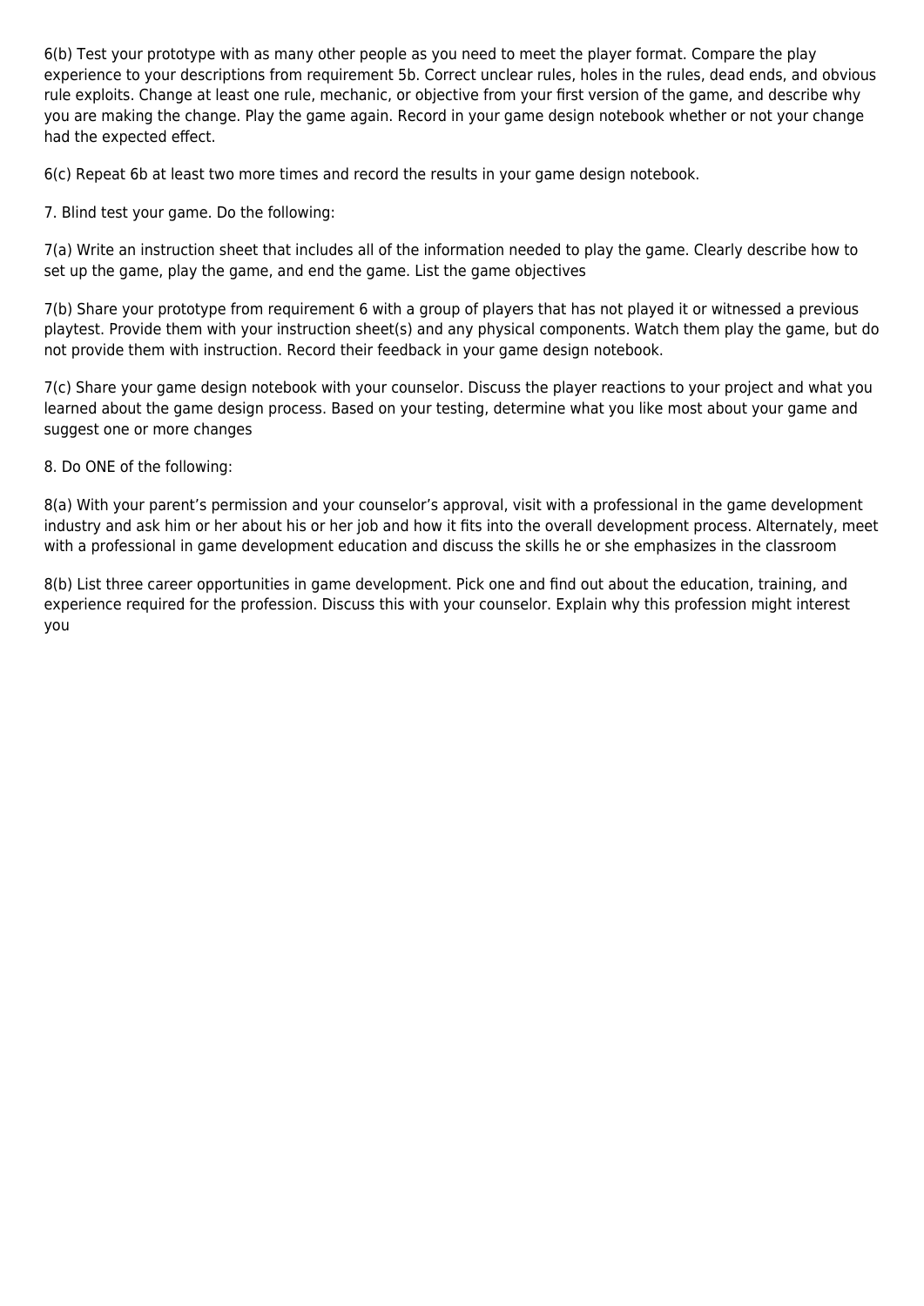6(b) Test your prototype with as many other people as you need to meet the player format. Compare the play experience to your descriptions from requirement 5b. Correct unclear rules, holes in the rules, dead ends, and obvious rule exploits. Change at least one rule, mechanic, or objective from your first version of the game, and describe why you are making the change. Play the game again. Record in your game design notebook whether or not your change had the expected effect.

6(c) Repeat 6b at least two more times and record the results in your game design notebook.

7. Blind test your game. Do the following:

7(a) Write an instruction sheet that includes all of the information needed to play the game. Clearly describe how to set up the game, play the game, and end the game. List the game objectives

7(b) Share your prototype from requirement 6 with a group of players that has not played it or witnessed a previous playtest. Provide them with your instruction sheet(s) and any physical components. Watch them play the game, but do not provide them with instruction. Record their feedback in your game design notebook.

7(c) Share your game design notebook with your counselor. Discuss the player reactions to your project and what you learned about the game design process. Based on your testing, determine what you like most about your game and suggest one or more changes

8. Do ONE of the following:

8(a) With your parent's permission and your counselor's approval, visit with a professional in the game development industry and ask him or her about his or her job and how it fits into the overall development process. Alternately, meet with a professional in game development education and discuss the skills he or she emphasizes in the classroom

8(b) List three career opportunities in game development. Pick one and find out about the education, training, and experience required for the profession. Discuss this with your counselor. Explain why this profession might interest you